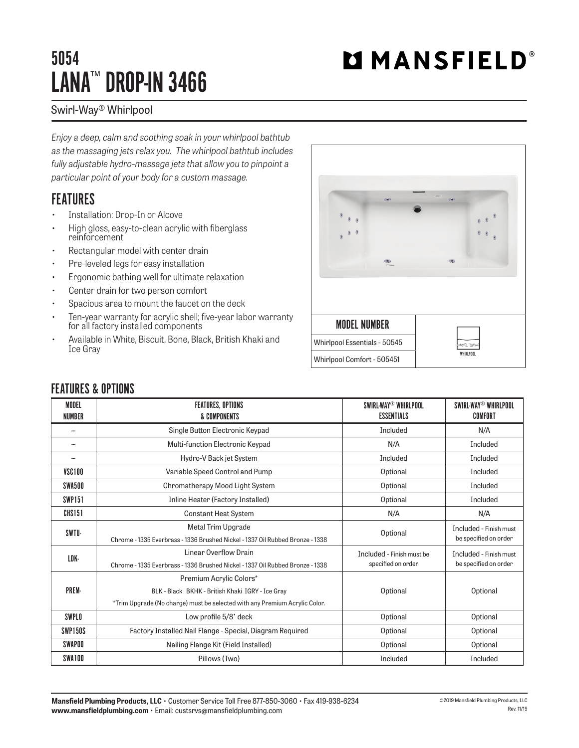# 5054
# LANA™ DROP-IN 3466

## MANSFIELD®

Swirl-Way® Whirlpool

*Enjoy a deep, calm and soothing soak in your whirlpool bathtub as the massaging jets relax you. The whirlpool bathtub includes fully adjustable hydro-massage jets that allow you to pinpoint a particular point of your body for a custom massage.*

## FEATURES

- Installation: Drop-In or Alcove
- High gloss, easy-to-clean acrylic with fiberglass reinforcement
- Rectangular model with center drain
- Pre-leveled legs for easy installation
- Ergonomic bathing well for ultimate relaxation
- Center drain for two person comfort
- Spacious area to mount the faucet on the deck
- Ten-year warranty for acrylic shell; five-year labor warranty for all factory installed components
- Available in White, Biscuit, Bone, Black, British Khaki and Ice Gray

| MODEL NUMBER |
|---|
| Whirlpool Essentials - 50545 |
| Whirlpool Comfort - 505451 |

WHIRLPOOL

## FEATURES & OPTIONS

| MODEL NUMBER | FEATURES, OPTIONS & COMPONENTS | SWIRL-WAY® WHIRLPOOL ESSENTIALS | SWIRL-WAY® WHIRLPOOL COMFORT |
|---|---|---|---|
| -- | Single Button Electronic Keypad | Included | N/A |
| -- | Multi-function Electronic Keypad | N/A | Included |
| -- | Hydro-V Back jet System | Included | Included |
| VSC100 | Variable Speed Control and Pump | Optional | Included |
| SWA500 | Chromatherapy Mood Light System | Optional | Included |
| SWP151 | Inline Heater (Factory Installed) | Optional | Included |
| CHS151 | Constant Heat System | N/A | N/A |
| SWTU- | Metal Trim Upgrade<br>Chrome - 1335 Everbrass - 1336 Brushed Nickel - 1337 Oil Rubbed Bronze - 1338 | Optional | Included - Finish must be specified on order |
| LDK- | Linear Overflow Drain<br>Chrome - 1335 Everbrass - 1336 Brushed Nickel - 1337 Oil Rubbed Bronze - 1338 | Included - Finish must be specified on order | Included - Finish must be specified on order |
| PREM- | Premium Acrylic Colors*<br>BLK - Black BKHK - British Khaki IGRY - Ice Gray<br>*Trim Upgrade (No charge) must be selected with any Premium Acrylic Color. | Optional | Optional |
| SWPLO | Low profile 5/8" deck | Optional | Optional |
| SWP150S | Factory Installed Nail Flange - Special, Diagram Required | Optional | Optional |
| SWAP00 | Nailing Flange Kit (Field Installed) | Optional | Optional |
| SWA100 | Pillows (Two) | Included | Included |

**Mansfield Plumbing Products, LLC** • Customer Service Toll Free 877-850-3060 • Fax 419-938-6234
**www.mansfieldplumbing.com** • Email: custsrvs@mansfieldplumbing.com

©2019 Mansfield Plumbing Products, LLC
Rev. 11/19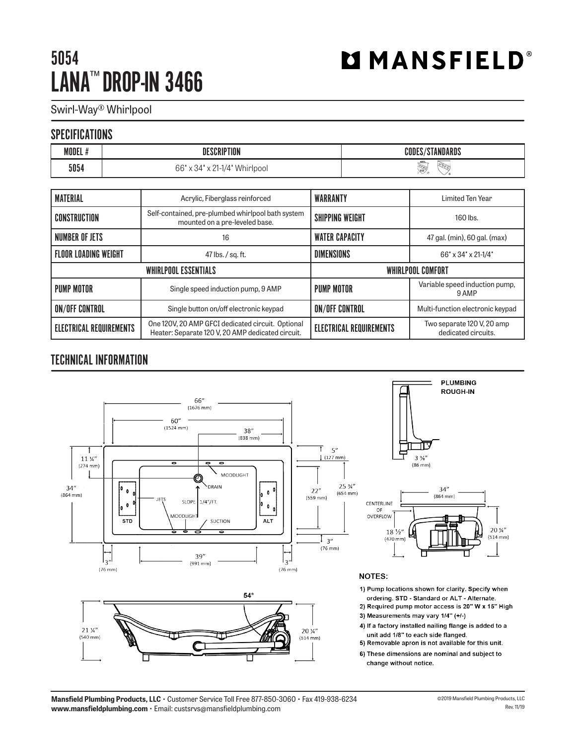# 5054
# LANA™ DROP-IN 3466

MANSFIELD®

Swirl-Way® Whirlpool

## SPECIFICATIONS

| MODEL # | DESCRIPTION | CODES/STANDARDS |
|---|---|---|
| 5054 | 66" x 34" x 21-1/4" Whirlpool | |

| | | | |
|---|---|---|---|
| MATERIAL | Acrylic, Fiberglass reinforced | WARRANTY | Limited Ten Year |
| CONSTRUCTION | Self-contained, pre-plumbed whirlpool bath system mounted on a pre-leveled base. | SHIPPING WEIGHT | 160 lbs. |
| NUMBER OF JETS | 16 | WATER CAPACITY | 47 gal. (min), 60 gal. (max) |
| FLOOR LOADING WEIGHT | 47 lbs. / sq. ft. | DIMENSIONS | 66" x 34" x 21-1/4" |
| WHIRLPOOL ESSENTIALS | | WHIRLPOOL COMFORT | |
| PUMP MOTOR | Single speed induction pump, 9 AMP | PUMP MOTOR | Variable speed induction pump, 9 AMP |
| ON/OFF CONTROL | Single button on/off electronic keypad | ON/OFF CONTROL | Multi-function electronic keypad |
| ELECTRICAL REQUIREMENTS | One 120V, 20 AMP GFCI dedicated circuit. Optional Heater: Separate 120 V, 20 AMP dedicated circuit. | ELECTRICAL REQUIREMENTS | Two separate 120 V, 20 amp dedicated circuits. |

## TECHNICAL INFORMATION

66" (1676 mm)
60" (1524 mm)
38" (838 mm)
11 ¼" (274 mm)
34" (864 mm)
MOODLIGHT
DRAIN
JETS
SLOPE 1/4"/FT.
MOODLIGHT
SUCTION
STD
ALT
5" (127 mm)
22" (559 mm)
25 ¾" (654 mm)
3" (76 mm)
39" (991 mm)
3" (76 mm)
3" (76 mm)

54°
21 ¼" (540 mm)
20 ¼" (514 mm)

PLUMBING ROUGH-IN
3 ⅜" (86 mm)

34" (864 mm)
CENTERLINE OF OVERFLOW
18 ½" (470 mm)
20 ¼" (514 mm)

NOTES:

1) Pump locations shown for clarity. Specify when ordering. STD - Standard or ALT - Alternate.
2) Required pump motor access is 20" W x 15" High
3) Measurements may vary 1/4" (+/-)
4) If a factory installed nailing flange is added to a unit add 1/8" to each side flanged.
5) Removable apron is not available for this unit.
6) These dimensions are nominal and subject to change without notice.

**Mansfield Plumbing Products, LLC** • Customer Service Toll Free 877-850-3060 • Fax 419-938-6234
**www.mansfieldplumbing.com** • Email: custsrvs@mansfieldplumbing.com

©2019 Mansfield Plumbing Products, LLC
Rev. 11/19